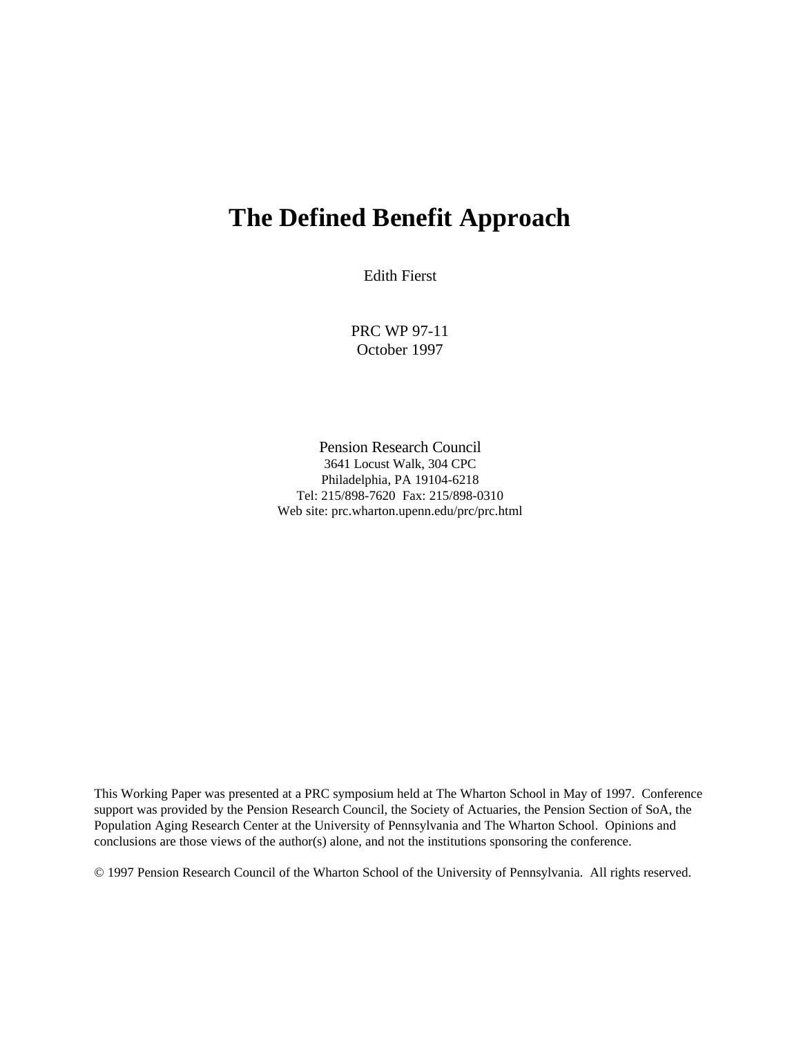# The Defined Benefit Approach

Edith Fierst

PRC WP 97-11
October 1997

Pension Research Council
3641 Locust Walk, 304 CPC
Philadelphia, PA 19104-6218
Tel: 215/898-7620 Fax: 215/898-0310
Web site: prc.wharton.upenn.edu/prc/prc.html

This Working Paper was presented at a PRC symposium held at The Wharton School in May of 1997. Conference support was provided by the Pension Research Council, the Society of Actuaries, the Pension Section of SoA, the Population Aging Research Center at the University of Pennsylvania and The Wharton School. Opinions and conclusions are those views of the author(s) alone, and not the institutions sponsoring the conference.

© 1997 Pension Research Council of the Wharton School of the University of Pennsylvania. All rights reserved.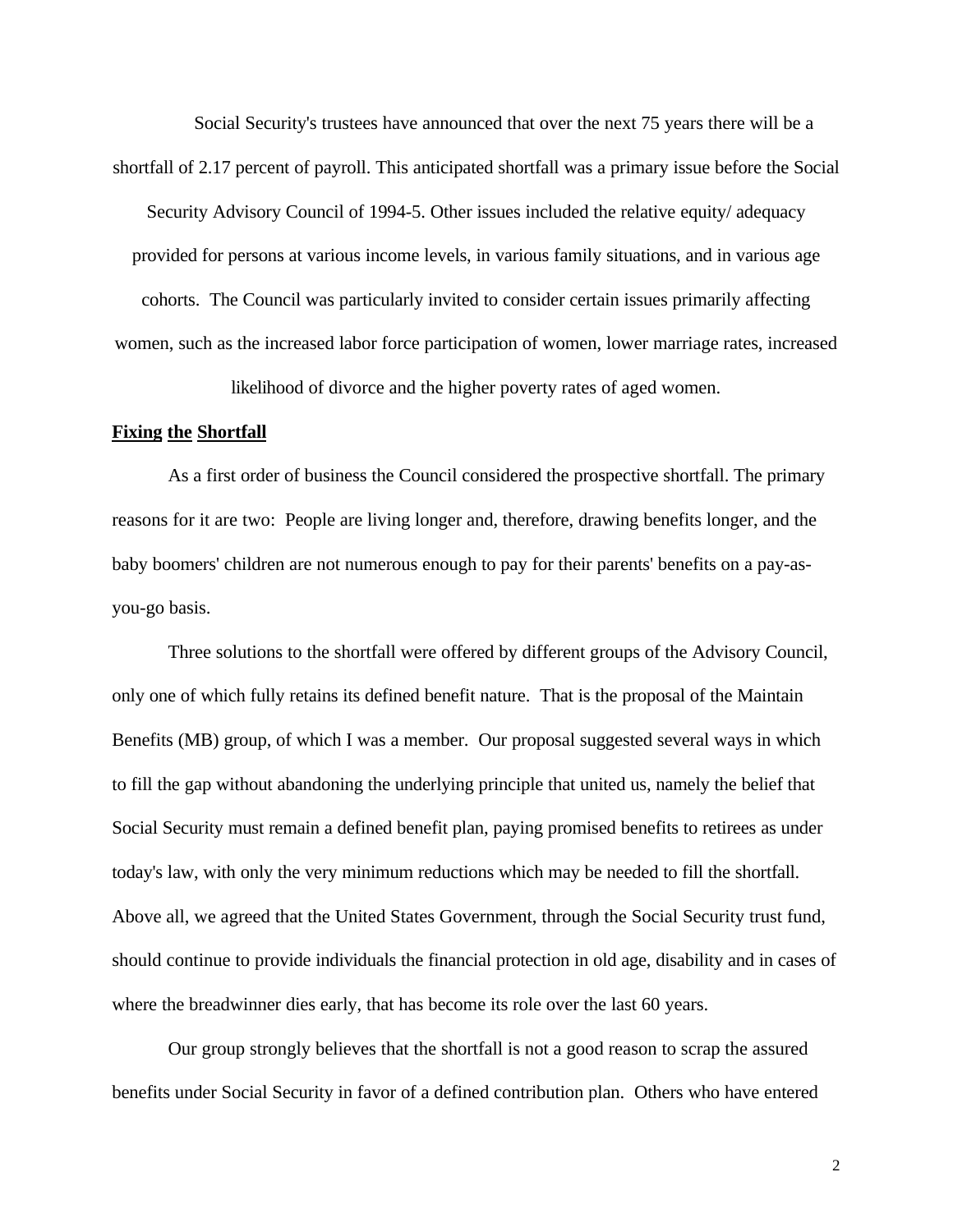Social Security's trustees have announced that over the next 75 years there will be a shortfall of 2.17 percent of payroll. This anticipated shortfall was a primary issue before the Social Security Advisory Council of 1994-5. Other issues included the relative equity/ adequacy provided for persons at various income levels, in various family situations, and in various age cohorts. The Council was particularly invited to consider certain issues primarily affecting women, such as the increased labor force participation of women, lower marriage rates, increased likelihood of divorce and the higher poverty rates of aged women.

**Fixing the Shortfall**

As a first order of business the Council considered the prospective shortfall. The primary reasons for it are two: People are living longer and, therefore, drawing benefits longer, and the baby boomers' children are not numerous enough to pay for their parents' benefits on a pay-as-you-go basis.

Three solutions to the shortfall were offered by different groups of the Advisory Council, only one of which fully retains its defined benefit nature. That is the proposal of the Maintain Benefits (MB) group, of which I was a member. Our proposal suggested several ways in which to fill the gap without abandoning the underlying principle that united us, namely the belief that Social Security must remain a defined benefit plan, paying promised benefits to retirees as under today's law, with only the very minimum reductions which may be needed to fill the shortfall. Above all, we agreed that the United States Government, through the Social Security trust fund, should continue to provide individuals the financial protection in old age, disability and in cases of where the breadwinner dies early, that has become its role over the last 60 years.

Our group strongly believes that the shortfall is not a good reason to scrap the assured benefits under Social Security in favor of a defined contribution plan. Others who have entered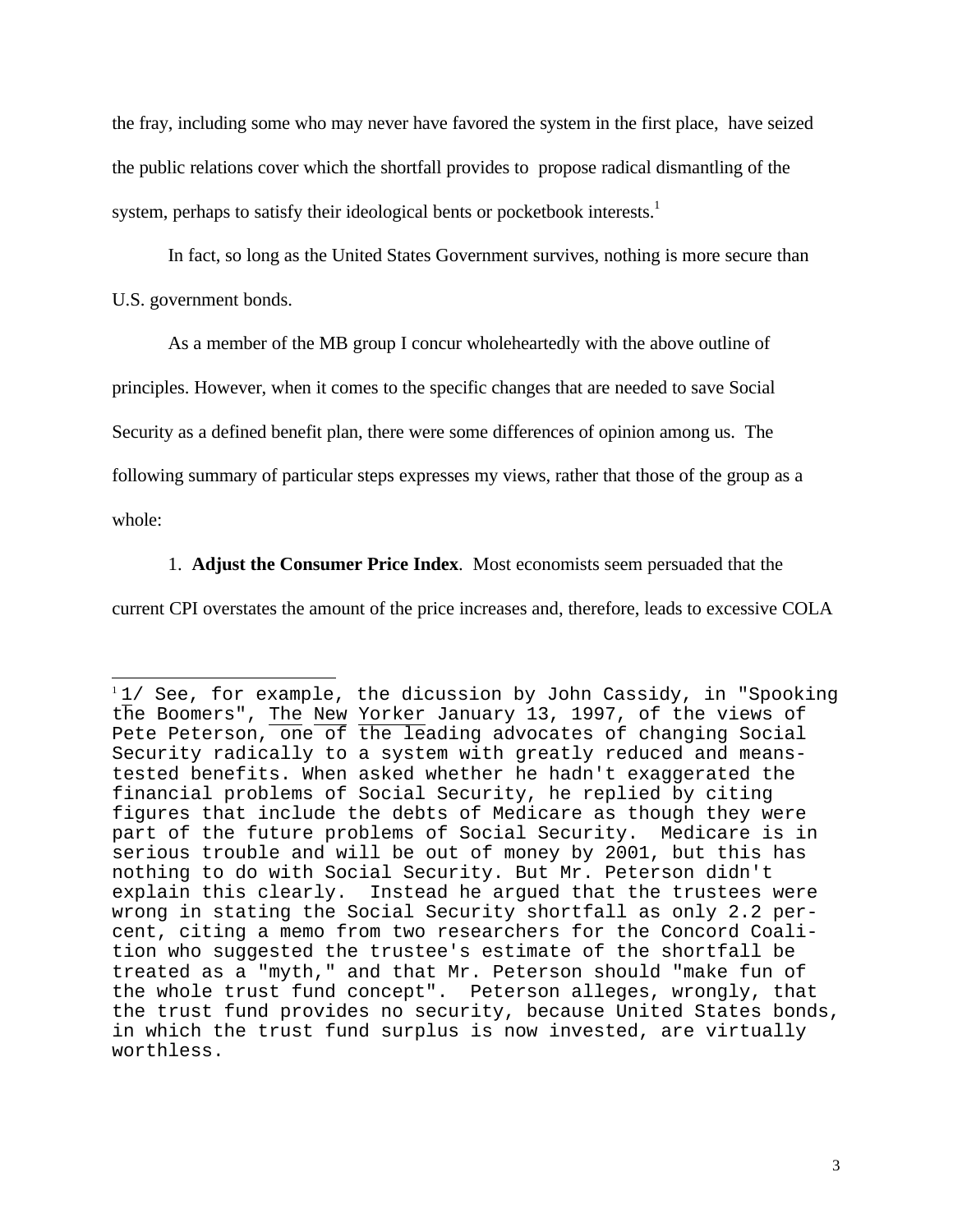the fray, including some who may never have favored the system in the first place, have seized the public relations cover which the shortfall provides to propose radical dismantling of the system, perhaps to satisfy their ideological bents or pocketbook interests.[1]

In fact, so long as the United States Government survives, nothing is more secure than U.S. government bonds.

As a member of the MB group I concur wholeheartedly with the above outline of principles. However, when it comes to the specific changes that are needed to save Social Security as a defined benefit plan, there were some differences of opinion among us. The following summary of particular steps expresses my views, rather that those of the group as a whole:

1. **Adjust the Consumer Price Index**. Most economists seem persuaded that the current CPI overstates the amount of the price increases and, therefore, leads to excessive COLA

---

[1] 1/ See, for example, the dicussion by John Cassidy, in "Spooking the Boomers", The New Yorker January 13, 1997, of the views of Pete Peterson, one of the leading advocates of changing Social Security radically to a system with greatly reduced and means-tested benefits. When asked whether he hadn't exaggerated the financial problems of Social Security, he replied by citing figures that include the debts of Medicare as though they were part of the future problems of Social Security. Medicare is in serious trouble and will be out of money by 2001, but this has nothing to do with Social Security. But Mr. Peterson didn't explain this clearly. Instead he argued that the trustees were wrong in stating the Social Security shortfall as only 2.2 percent, citing a memo from two researchers for the Concord Coalition who suggested the trustee's estimate of the shortfall be treated as a "myth," and that Mr. Peterson should "make fun of the whole trust fund concept". Peterson alleges, wrongly, that the trust fund provides no security, because United States bonds, in which the trust fund surplus is now invested, are virtually worthless.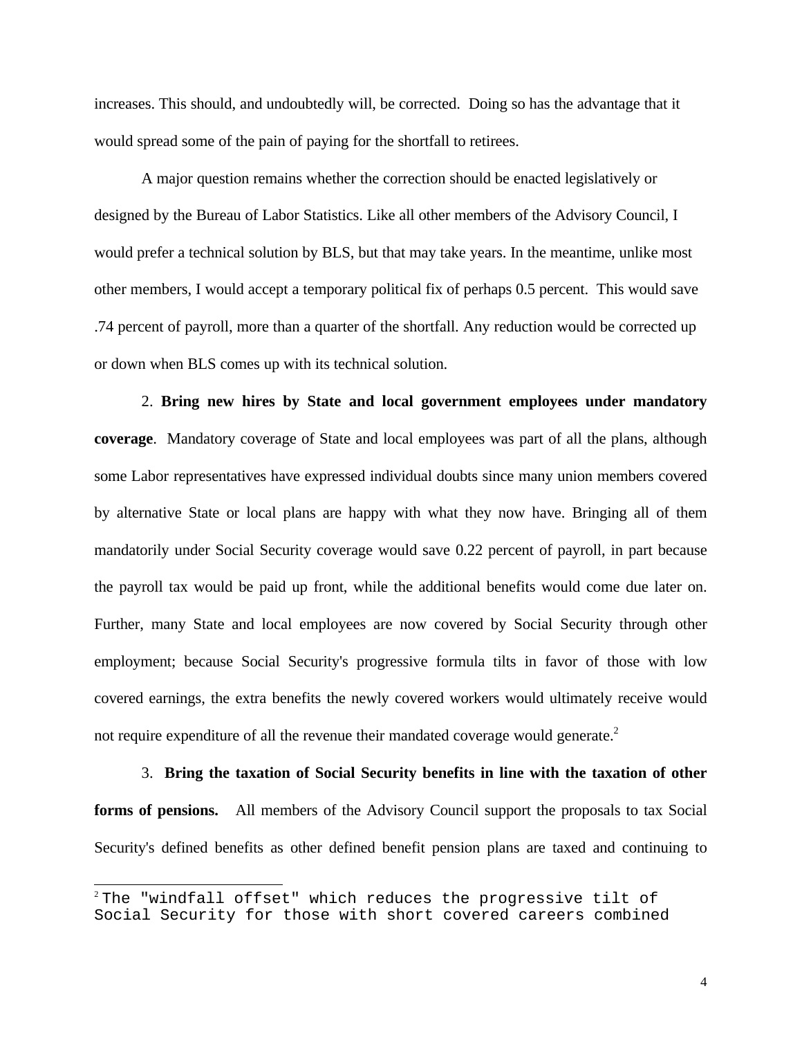increases. This should, and undoubtedly will, be corrected. Doing so has the advantage that it would spread some of the pain of paying for the shortfall to retirees.

A major question remains whether the correction should be enacted legislatively or designed by the Bureau of Labor Statistics. Like all other members of the Advisory Council, I would prefer a technical solution by BLS, but that may take years. In the meantime, unlike most other members, I would accept a temporary political fix of perhaps 0.5 percent. This would save .74 percent of payroll, more than a quarter of the shortfall. Any reduction would be corrected up or down when BLS comes up with its technical solution.

2. **Bring new hires by State and local government employees under mandatory coverage**. Mandatory coverage of State and local employees was part of all the plans, although some Labor representatives have expressed individual doubts since many union members covered by alternative State or local plans are happy with what they now have. Bringing all of them mandatorily under Social Security coverage would save 0.22 percent of payroll, in part because the payroll tax would be paid up front, while the additional benefits would come due later on. Further, many State and local employees are now covered by Social Security through other employment; because Social Security's progressive formula tilts in favor of those with low covered earnings, the extra benefits the newly covered workers would ultimately receive would not require expenditure of all the revenue their mandated coverage would generate.[2]

3. **Bring the taxation of Social Security benefits in line with the taxation of other forms of pensions.** All members of the Advisory Council support the proposals to tax Social Security's defined benefits as other defined benefit pension plans are taxed and continuing to

[2] The "windfall offset" which reduces the progressive tilt of Social Security for those with short covered careers combined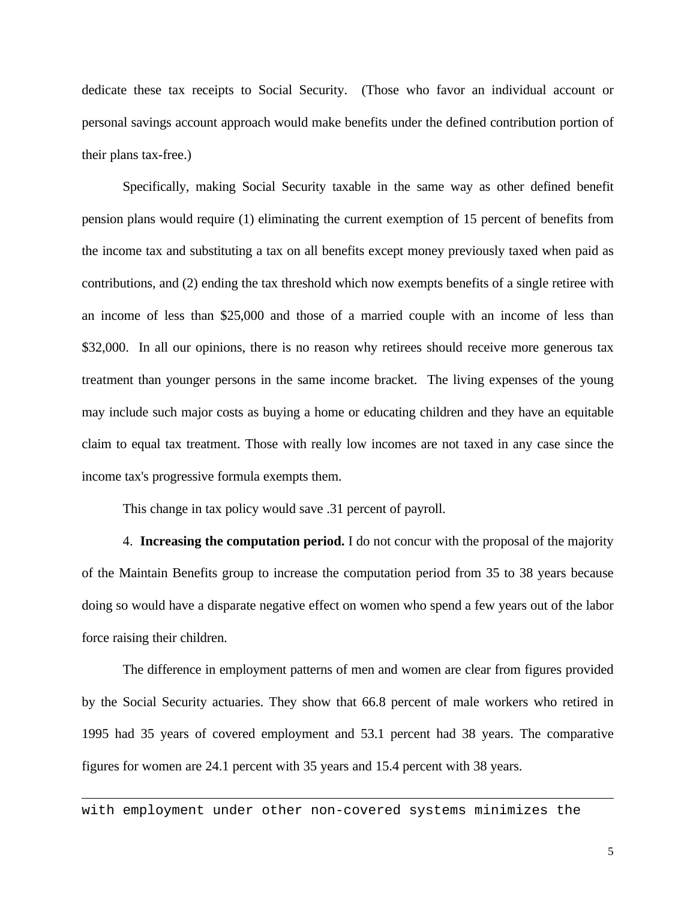dedicate these tax receipts to Social Security. (Those who favor an individual account or personal savings account approach would make benefits under the defined contribution portion of their plans tax-free.)

Specifically, making Social Security taxable in the same way as other defined benefit pension plans would require (1) eliminating the current exemption of 15 percent of benefits from the income tax and substituting a tax on all benefits except money previously taxed when paid as contributions, and (2) ending the tax threshold which now exempts benefits of a single retiree with an income of less than $25,000 and those of a married couple with an income of less than $32,000. In all our opinions, there is no reason why retirees should receive more generous tax treatment than younger persons in the same income bracket. The living expenses of the young may include such major costs as buying a home or educating children and they have an equitable claim to equal tax treatment. Those with really low incomes are not taxed in any case since the income tax's progressive formula exempts them.

This change in tax policy would save .31 percent of payroll.

4. **Increasing the computation period.** I do not concur with the proposal of the majority of the Maintain Benefits group to increase the computation period from 35 to 38 years because doing so would have a disparate negative effect on women who spend a few years out of the labor force raising their children.

The difference in employment patterns of men and women are clear from figures provided by the Social Security actuaries. They show that 66.8 percent of male workers who retired in 1995 had 35 years of covered employment and 53.1 percent had 38 years. The comparative figures for women are 24.1 percent with 35 years and 15.4 percent with 38 years.

---

with employment under other non-covered systems minimizes the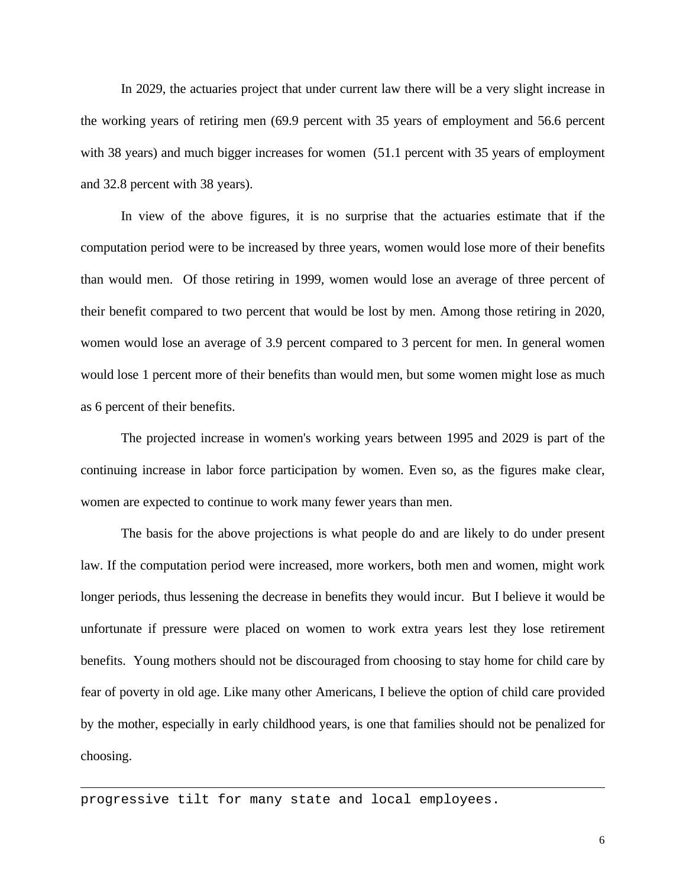In 2029, the actuaries project that under current law there will be a very slight increase in the working years of retiring men (69.9 percent with 35 years of employment and 56.6 percent with 38 years) and much bigger increases for women (51.1 percent with 35 years of employment and 32.8 percent with 38 years).

In view of the above figures, it is no surprise that the actuaries estimate that if the computation period were to be increased by three years, women would lose more of their benefits than would men. Of those retiring in 1999, women would lose an average of three percent of their benefit compared to two percent that would be lost by men. Among those retiring in 2020, women would lose an average of 3.9 percent compared to 3 percent for men. In general women would lose 1 percent more of their benefits than would men, but some women might lose as much as 6 percent of their benefits.

The projected increase in women's working years between 1995 and 2029 is part of the continuing increase in labor force participation by women. Even so, as the figures make clear, women are expected to continue to work many fewer years than men.

The basis for the above projections is what people do and are likely to do under present law. If the computation period were increased, more workers, both men and women, might work longer periods, thus lessening the decrease in benefits they would incur. But I believe it would be unfortunate if pressure were placed on women to work extra years lest they lose retirement benefits. Young mothers should not be discouraged from choosing to stay home for child care by fear of poverty in old age. Like many other Americans, I believe the option of child care provided by the mother, especially in early childhood years, is one that families should not be penalized for choosing.

---

progressive tilt for many state and local employees.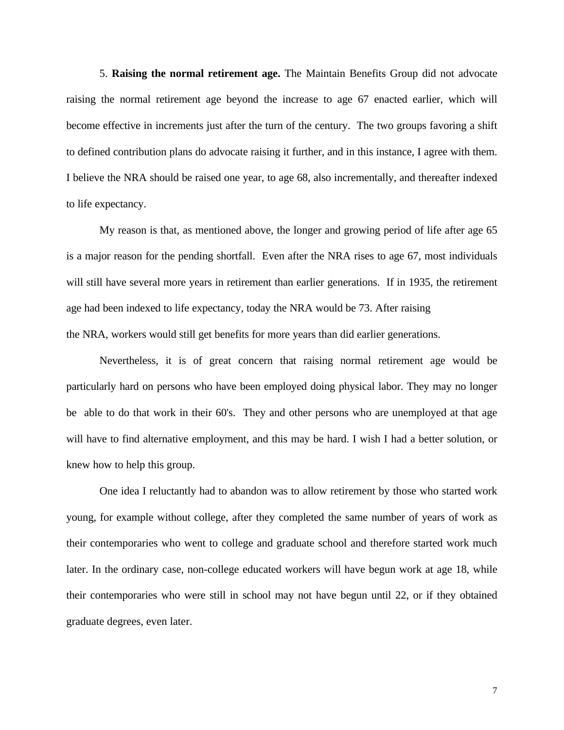5. **Raising the normal retirement age.** The Maintain Benefits Group did not advocate raising the normal retirement age beyond the increase to age 67 enacted earlier, which will become effective in increments just after the turn of the century. The two groups favoring a shift to defined contribution plans do advocate raising it further, and in this instance, I agree with them. I believe the NRA should be raised one year, to age 68, also incrementally, and thereafter indexed to life expectancy.

My reason is that, as mentioned above, the longer and growing period of life after age 65 is a major reason for the pending shortfall. Even after the NRA rises to age 67, most individuals will still have several more years in retirement than earlier generations. If in 1935, the retirement age had been indexed to life expectancy, today the NRA would be 73. After raising the NRA, workers would still get benefits for more years than did earlier generations.

Nevertheless, it is of great concern that raising normal retirement age would be particularly hard on persons who have been employed doing physical labor. They may no longer be able to do that work in their 60's. They and other persons who are unemployed at that age will have to find alternative employment, and this may be hard. I wish I had a better solution, or knew how to help this group.

One idea I reluctantly had to abandon was to allow retirement by those who started work young, for example without college, after they completed the same number of years of work as their contemporaries who went to college and graduate school and therefore started work much later. In the ordinary case, non-college educated workers will have begun work at age 18, while their contemporaries who were still in school may not have begun until 22, or if they obtained graduate degrees, even later.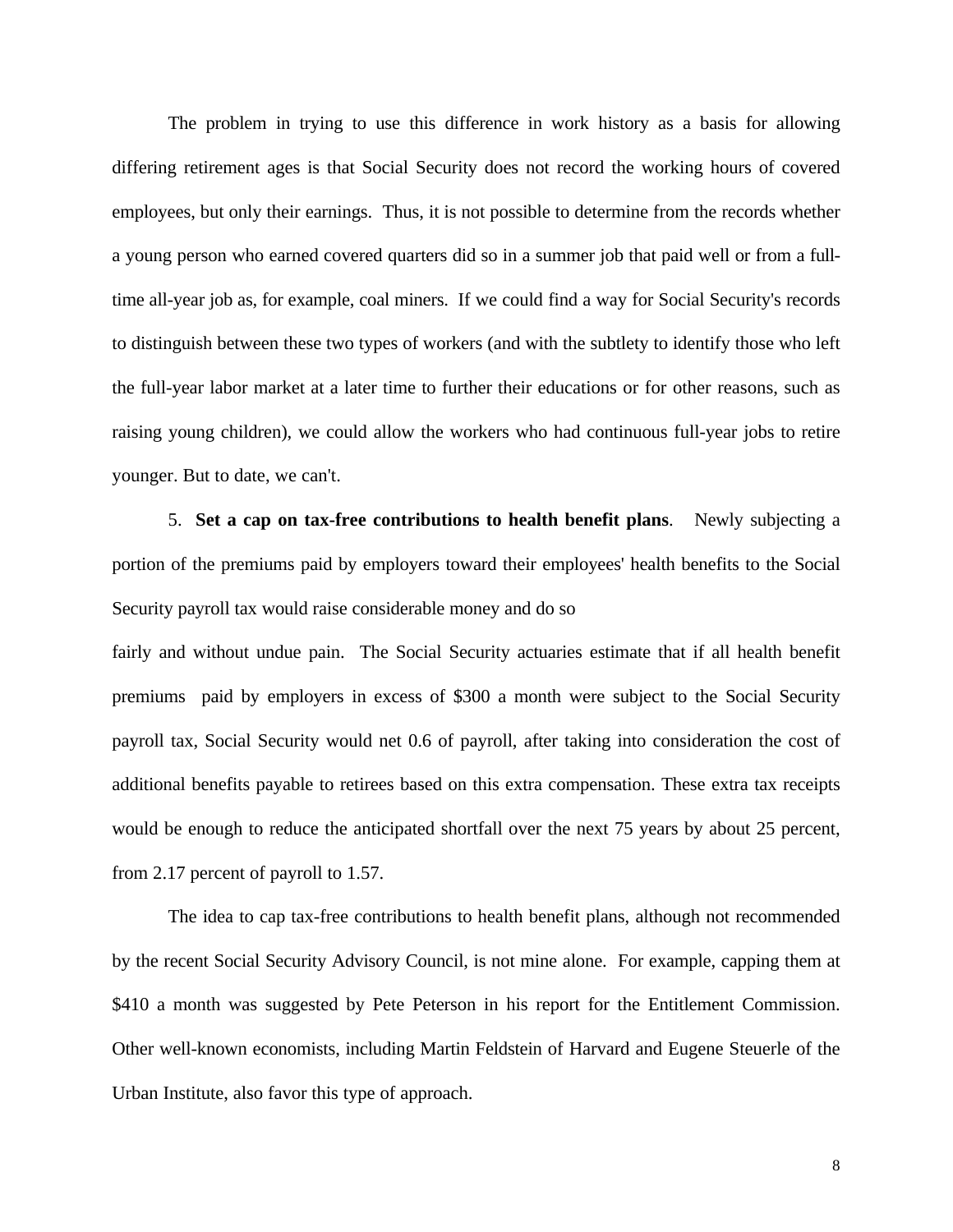The problem in trying to use this difference in work history as a basis for allowing differing retirement ages is that Social Security does not record the working hours of covered employees, but only their earnings. Thus, it is not possible to determine from the records whether a young person who earned covered quarters did so in a summer job that paid well or from a full-time all-year job as, for example, coal miners. If we could find a way for Social Security's records to distinguish between these two types of workers (and with the subtlety to identify those who left the full-year labor market at a later time to further their educations or for other reasons, such as raising young children), we could allow the workers who had continuous full-year jobs to retire younger. But to date, we can't.

5. **Set a cap on tax-free contributions to health benefit plans**. Newly subjecting a portion of the premiums paid by employers toward their employees' health benefits to the Social Security payroll tax would raise considerable money and do so fairly and without undue pain. The Social Security actuaries estimate that if all health benefit premiums paid by employers in excess of $300 a month were subject to the Social Security payroll tax, Social Security would net 0.6 of payroll, after taking into consideration the cost of additional benefits payable to retirees based on this extra compensation. These extra tax receipts would be enough to reduce the anticipated shortfall over the next 75 years by about 25 percent, from 2.17 percent of payroll to 1.57.

The idea to cap tax-free contributions to health benefit plans, although not recommended by the recent Social Security Advisory Council, is not mine alone. For example, capping them at $410 a month was suggested by Pete Peterson in his report for the Entitlement Commission. Other well-known economists, including Martin Feldstein of Harvard and Eugene Steuerle of the Urban Institute, also favor this type of approach.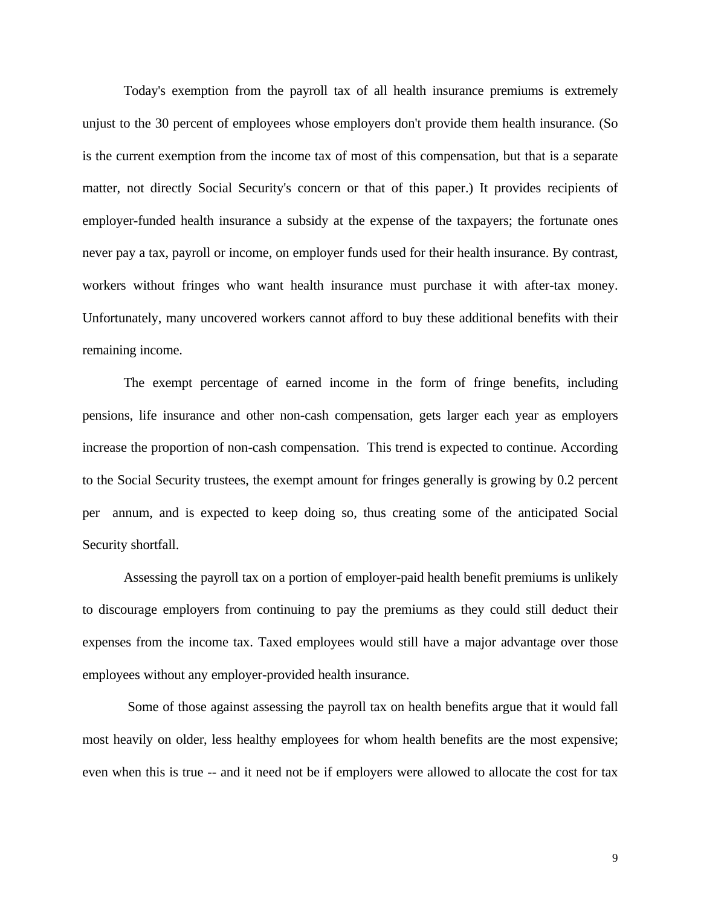Today's exemption from the payroll tax of all health insurance premiums is extremely unjust to the 30 percent of employees whose employers don't provide them health insurance. (So is the current exemption from the income tax of most of this compensation, but that is a separate matter, not directly Social Security's concern or that of this paper.) It provides recipients of employer-funded health insurance a subsidy at the expense of the taxpayers; the fortunate ones never pay a tax, payroll or income, on employer funds used for their health insurance. By contrast, workers without fringes who want health insurance must purchase it with after-tax money. Unfortunately, many uncovered workers cannot afford to buy these additional benefits with their remaining income.

The exempt percentage of earned income in the form of fringe benefits, including pensions, life insurance and other non-cash compensation, gets larger each year as employers increase the proportion of non-cash compensation. This trend is expected to continue. According to the Social Security trustees, the exempt amount for fringes generally is growing by 0.2 percent per annum, and is expected to keep doing so, thus creating some of the anticipated Social Security shortfall.

Assessing the payroll tax on a portion of employer-paid health benefit premiums is unlikely to discourage employers from continuing to pay the premiums as they could still deduct their expenses from the income tax. Taxed employees would still have a major advantage over those employees without any employer-provided health insurance.

Some of those against assessing the payroll tax on health benefits argue that it would fall most heavily on older, less healthy employees for whom health benefits are the most expensive; even when this is true -- and it need not be if employers were allowed to allocate the cost for tax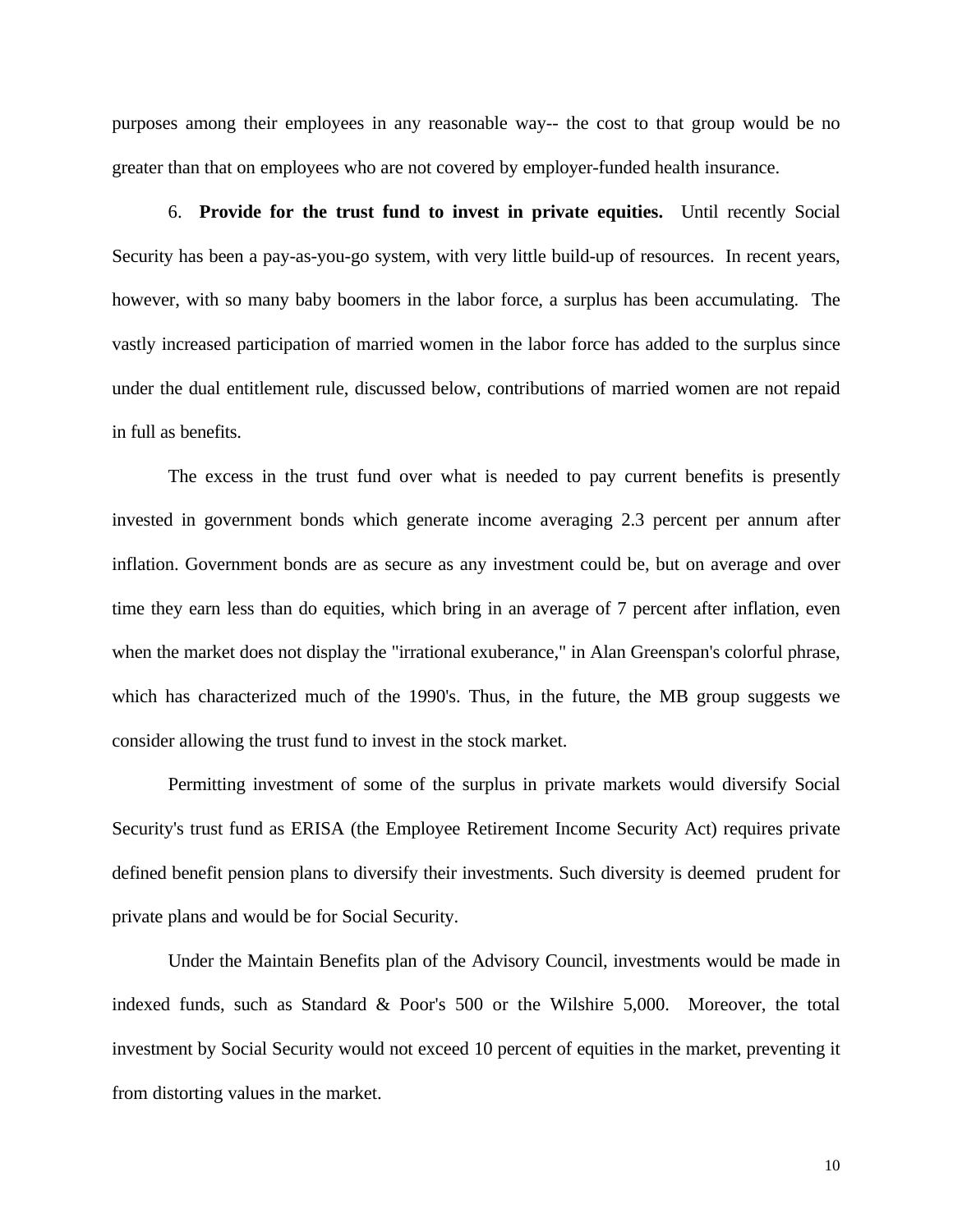purposes among their employees in any reasonable way-- the cost to that group would be no greater than that on employees who are not covered by employer-funded health insurance.

6. **Provide for the trust fund to invest in private equities.** Until recently Social Security has been a pay-as-you-go system, with very little build-up of resources. In recent years, however, with so many baby boomers in the labor force, a surplus has been accumulating. The vastly increased participation of married women in the labor force has added to the surplus since under the dual entitlement rule, discussed below, contributions of married women are not repaid in full as benefits.

The excess in the trust fund over what is needed to pay current benefits is presently invested in government bonds which generate income averaging 2.3 percent per annum after inflation. Government bonds are as secure as any investment could be, but on average and over time they earn less than do equities, which bring in an average of 7 percent after inflation, even when the market does not display the "irrational exuberance," in Alan Greenspan's colorful phrase, which has characterized much of the 1990's. Thus, in the future, the MB group suggests we consider allowing the trust fund to invest in the stock market.

Permitting investment of some of the surplus in private markets would diversify Social Security's trust fund as ERISA (the Employee Retirement Income Security Act) requires private defined benefit pension plans to diversify their investments. Such diversity is deemed prudent for private plans and would be for Social Security.

Under the Maintain Benefits plan of the Advisory Council, investments would be made in indexed funds, such as Standard & Poor's 500 or the Wilshire 5,000. Moreover, the total investment by Social Security would not exceed 10 percent of equities in the market, preventing it from distorting values in the market.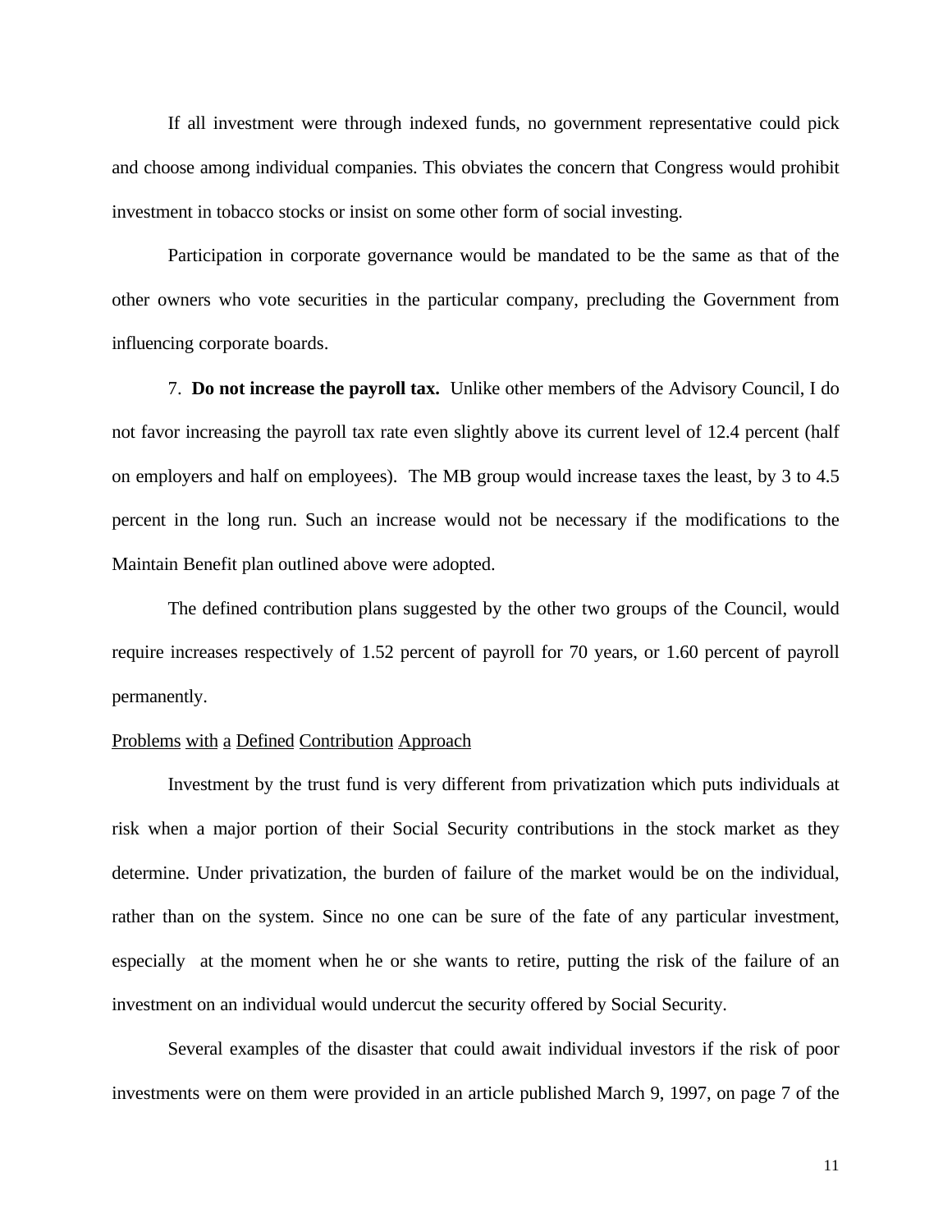If all investment were through indexed funds, no government representative could pick and choose among individual companies. This obviates the concern that Congress would prohibit investment in tobacco stocks or insist on some other form of social investing.

Participation in corporate governance would be mandated to be the same as that of the other owners who vote securities in the particular company, precluding the Government from influencing corporate boards.

7. **Do not increase the payroll tax.** Unlike other members of the Advisory Council, I do not favor increasing the payroll tax rate even slightly above its current level of 12.4 percent (half on employers and half on employees). The MB group would increase taxes the least, by 3 to 4.5 percent in the long run. Such an increase would not be necessary if the modifications to the Maintain Benefit plan outlined above were adopted.

The defined contribution plans suggested by the other two groups of the Council, would require increases respectively of 1.52 percent of payroll for 70 years, or 1.60 percent of payroll permanently.

<u>Problems with a Defined Contribution Approach</u>

Investment by the trust fund is very different from privatization which puts individuals at risk when a major portion of their Social Security contributions in the stock market as they determine. Under privatization, the burden of failure of the market would be on the individual, rather than on the system. Since no one can be sure of the fate of any particular investment, especially at the moment when he or she wants to retire, putting the risk of the failure of an investment on an individual would undercut the security offered by Social Security.

Several examples of the disaster that could await individual investors if the risk of poor investments were on them were provided in an article published March 9, 1997, on page 7 of the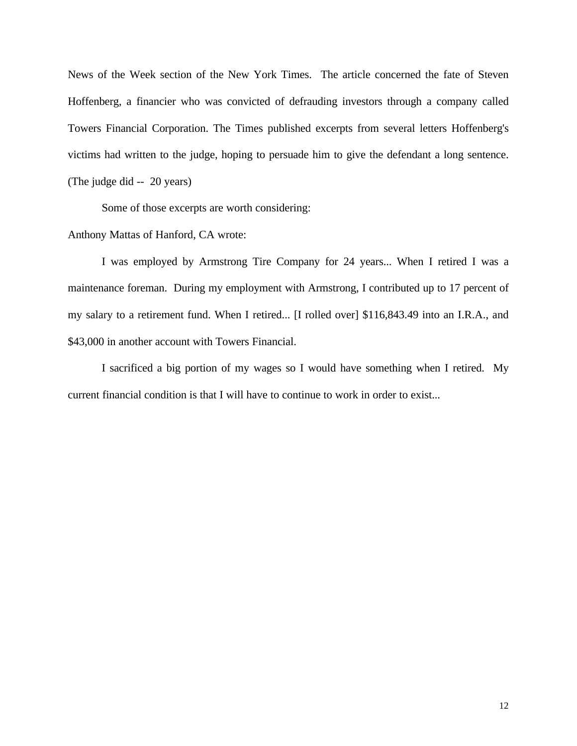News of the Week section of the New York Times. The article concerned the fate of Steven Hoffenberg, a financier who was convicted of defrauding investors through a company called Towers Financial Corporation. The Times published excerpts from several letters Hoffenberg's victims had written to the judge, hoping to persuade him to give the defendant a long sentence. (The judge did -- 20 years)

Some of those excerpts are worth considering:

Anthony Mattas of Hanford, CA wrote:

I was employed by Armstrong Tire Company for 24 years... When I retired I was a maintenance foreman. During my employment with Armstrong, I contributed up to 17 percent of my salary to a retirement fund. When I retired... [I rolled over] $116,843.49 into an I.R.A., and $43,000 in another account with Towers Financial.

I sacrificed a big portion of my wages so I would have something when I retired. My current financial condition is that I will have to continue to work in order to exist...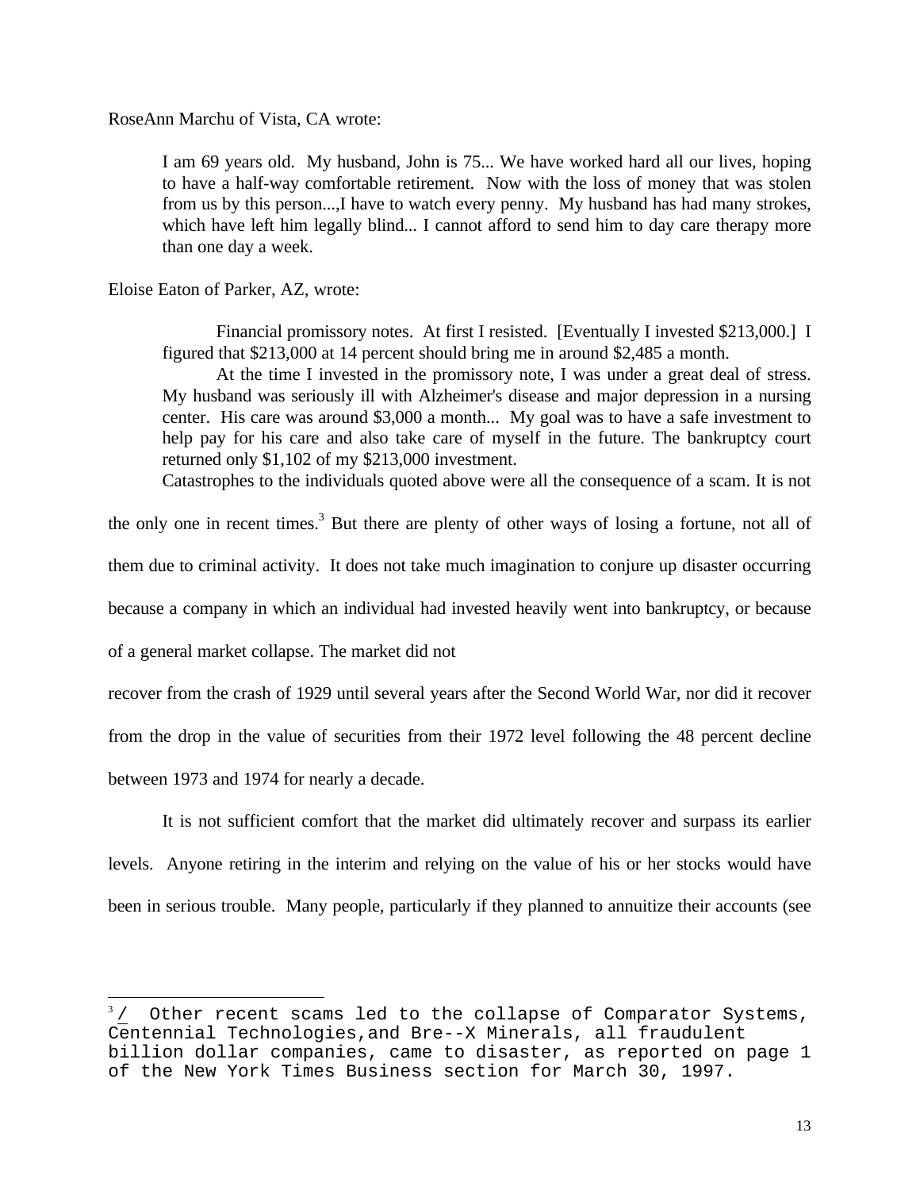RoseAnn Marchu of Vista, CA wrote:

> I am 69 years old. My husband, John is 75... We have worked hard all our lives, hoping to have a half-way comfortable retirement. Now with the loss of money that was stolen from us by this person...,I have to watch every penny. My husband has had many strokes, which have left him legally blind... I cannot afford to send him to day care therapy more than one day a week.

Eloise Eaton of Parker, AZ, wrote:

> Financial promissory notes. At first I resisted. [Eventually I invested $213,000.] I figured that $213,000 at 14 percent should bring me in around $2,485 a month.
>
> At the time I invested in the promissory note, I was under a great deal of stress. My husband was seriously ill with Alzheimer's disease and major depression in a nursing center. His care was around $3,000 a month... My goal was to have a safe investment to help pay for his care and also take care of myself in the future. The bankruptcy court returned only $1,102 of my $213,000 investment.

Catastrophes to the individuals quoted above were all the consequence of a scam. It is not the only one in recent times.[3] But there are plenty of other ways of losing a fortune, not all of them due to criminal activity. It does not take much imagination to conjure up disaster occurring because a company in which an individual had invested heavily went into bankruptcy, or because of a general market collapse. The market did not recover from the crash of 1929 until several years after the Second World War, nor did it recover from the drop in the value of securities from their 1972 level following the 48 percent decline between 1973 and 1974 for nearly a decade.

It is not sufficient comfort that the market did ultimately recover and surpass its earlier levels. Anyone retiring in the interim and relying on the value of his or her stocks would have been in serious trouble. Many people, particularly if they planned to annuitize their accounts (see

---

[3] / Other recent scams led to the collapse of Comparator Systems, Centennial Technologies,and Bre--X Minerals, all fraudulent billion dollar companies, came to disaster, as reported on page 1 of the New York Times Business section for March 30, 1997.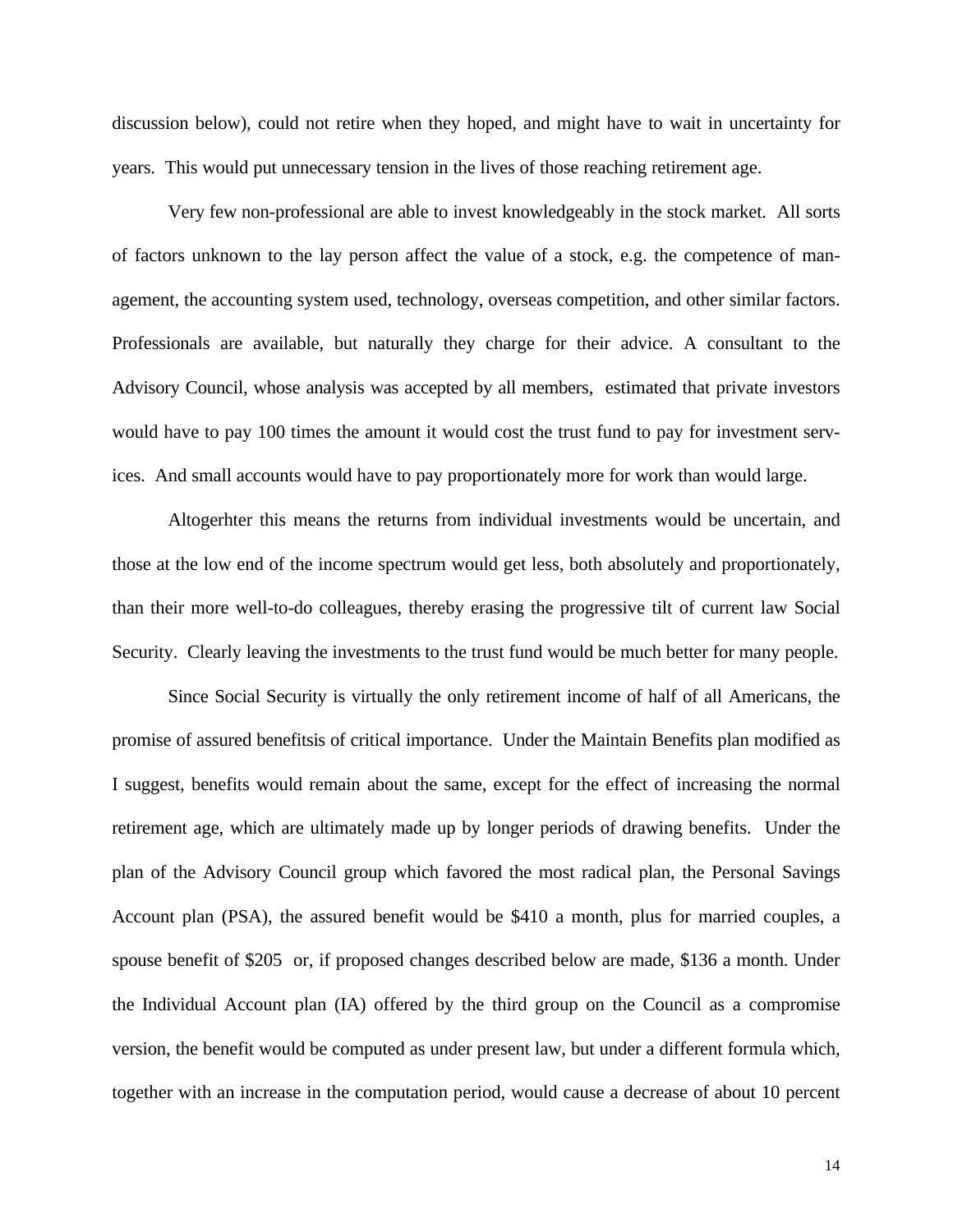discussion below), could not retire when they hoped, and might have to wait in uncertainty for years. This would put unnecessary tension in the lives of those reaching retirement age.

Very few non-professional are able to invest knowledgeably in the stock market. All sorts of factors unknown to the lay person affect the value of a stock, e.g. the competence of management, the accounting system used, technology, overseas competition, and other similar factors. Professionals are available, but naturally they charge for their advice. A consultant to the Advisory Council, whose analysis was accepted by all members, estimated that private investors would have to pay 100 times the amount it would cost the trust fund to pay for investment services. And small accounts would have to pay proportionately more for work than would large.

Altogerhter this means the returns from individual investments would be uncertain, and those at the low end of the income spectrum would get less, both absolutely and proportionately, than their more well-to-do colleagues, thereby erasing the progressive tilt of current law Social Security. Clearly leaving the investments to the trust fund would be much better for many people.

Since Social Security is virtually the only retirement income of half of all Americans, the promise of assured benefitsis of critical importance. Under the Maintain Benefits plan modified as I suggest, benefits would remain about the same, except for the effect of increasing the normal retirement age, which are ultimately made up by longer periods of drawing benefits. Under the plan of the Advisory Council group which favored the most radical plan, the Personal Savings Account plan (PSA), the assured benefit would be $410 a month, plus for married couples, a spouse benefit of $205 or, if proposed changes described below are made, $136 a month. Under the Individual Account plan (IA) offered by the third group on the Council as a compromise version, the benefit would be computed as under present law, but under a different formula which, together with an increase in the computation period, would cause a decrease of about 10 percent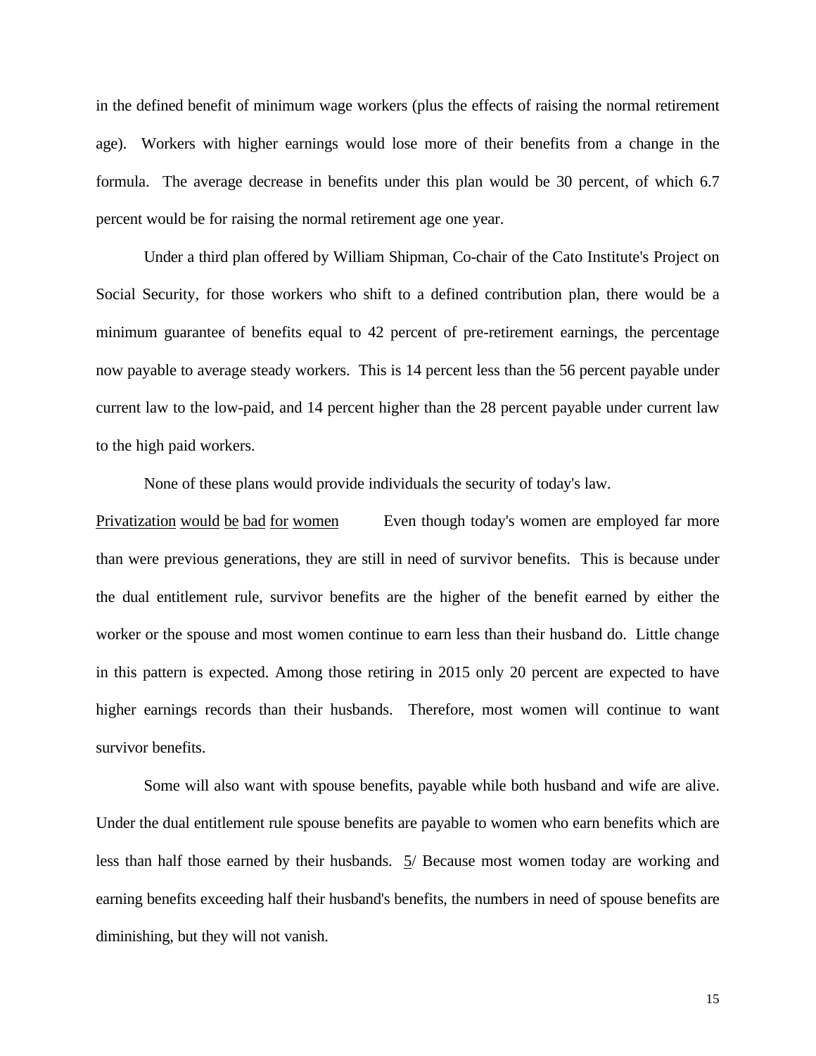in the defined benefit of minimum wage workers (plus the effects of raising the normal retirement age). Workers with higher earnings would lose more of their benefits from a change in the formula. The average decrease in benefits under this plan would be 30 percent, of which 6.7 percent would be for raising the normal retirement age one year.

Under a third plan offered by William Shipman, Co-chair of the Cato Institute's Project on Social Security, for those workers who shift to a defined contribution plan, there would be a minimum guarantee of benefits equal to 42 percent of pre-retirement earnings, the percentage now payable to average steady workers. This is 14 percent less than the 56 percent payable under current law to the low-paid, and 14 percent higher than the 28 percent payable under current law to the high paid workers.

None of these plans would provide individuals the security of today's law.

Privatization would be bad for women Even though today's women are employed far more than were previous generations, they are still in need of survivor benefits. This is because under the dual entitlement rule, survivor benefits are the higher of the benefit earned by either the worker or the spouse and most women continue to earn less than their husband do. Little change in this pattern is expected. Among those retiring in 2015 only 20 percent are expected to have higher earnings records than their husbands. Therefore, most women will continue to want survivor benefits.

Some will also want with spouse benefits, payable while both husband and wife are alive. Under the dual entitlement rule spouse benefits are payable to women who earn benefits which are less than half those earned by their husbands. 5/ Because most women today are working and earning benefits exceeding half their husband's benefits, the numbers in need of spouse benefits are diminishing, but they will not vanish.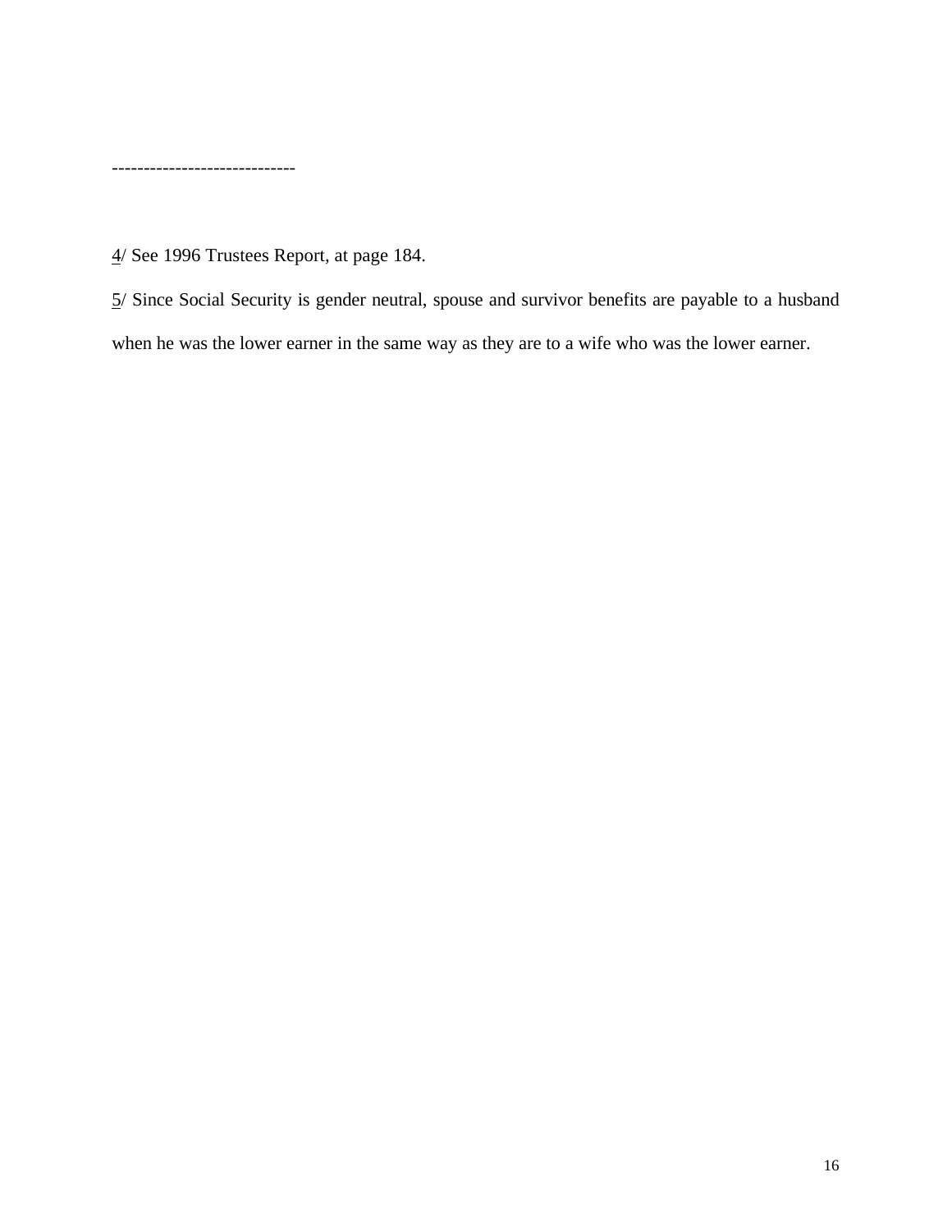-----------------------------

4/ See 1996 Trustees Report, at page 184.

5/ Since Social Security is gender neutral, spouse and survivor benefits are payable to a husband when he was the lower earner in the same way as they are to a wife who was the lower earner.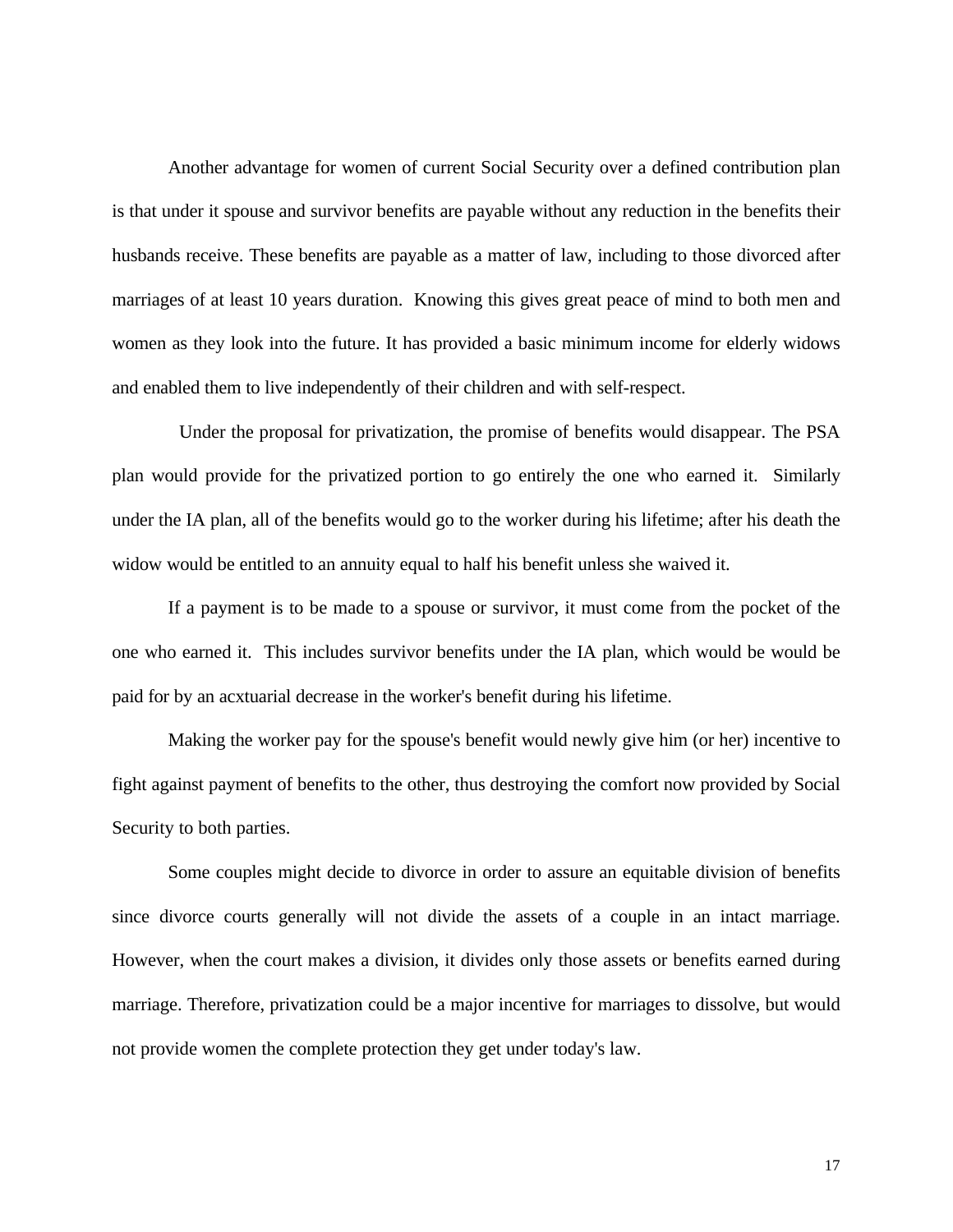Another advantage for women of current Social Security over a defined contribution plan is that under it spouse and survivor benefits are payable without any reduction in the benefits their husbands receive. These benefits are payable as a matter of law, including to those divorced after marriages of at least 10 years duration. Knowing this gives great peace of mind to both men and women as they look into the future. It has provided a basic minimum income for elderly widows and enabled them to live independently of their children and with self-respect.

Under the proposal for privatization, the promise of benefits would disappear. The PSA plan would provide for the privatized portion to go entirely the one who earned it. Similarly under the IA plan, all of the benefits would go to the worker during his lifetime; after his death the widow would be entitled to an annuity equal to half his benefit unless she waived it.

If a payment is to be made to a spouse or survivor, it must come from the pocket of the one who earned it. This includes survivor benefits under the IA plan, which would be would be paid for by an acxtuarial decrease in the worker's benefit during his lifetime.

Making the worker pay for the spouse's benefit would newly give him (or her) incentive to fight against payment of benefits to the other, thus destroying the comfort now provided by Social Security to both parties.

Some couples might decide to divorce in order to assure an equitable division of benefits since divorce courts generally will not divide the assets of a couple in an intact marriage. However, when the court makes a division, it divides only those assets or benefits earned during marriage. Therefore, privatization could be a major incentive for marriages to dissolve, but would not provide women the complete protection they get under today's law.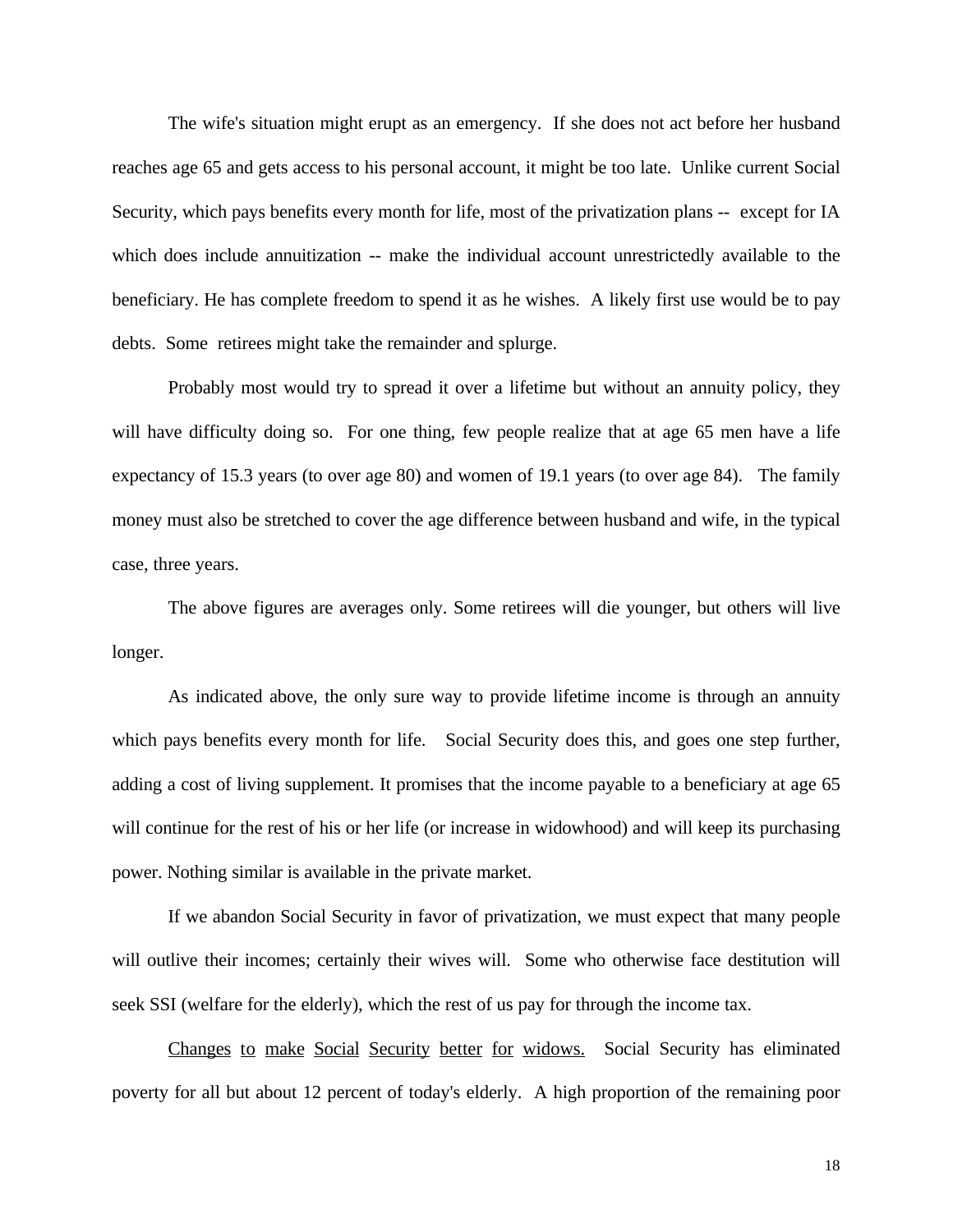The wife's situation might erupt as an emergency. If she does not act before her husband reaches age 65 and gets access to his personal account, it might be too late. Unlike current Social Security, which pays benefits every month for life, most of the privatization plans -- except for IA which does include annuitization -- make the individual account unrestrictedly available to the beneficiary. He has complete freedom to spend it as he wishes. A likely first use would be to pay debts. Some retirees might take the remainder and splurge.

Probably most would try to spread it over a lifetime but without an annuity policy, they will have difficulty doing so. For one thing, few people realize that at age 65 men have a life expectancy of 15.3 years (to over age 80) and women of 19.1 years (to over age 84). The family money must also be stretched to cover the age difference between husband and wife, in the typical case, three years.

The above figures are averages only. Some retirees will die younger, but others will live longer.

As indicated above, the only sure way to provide lifetime income is through an annuity which pays benefits every month for life. Social Security does this, and goes one step further, adding a cost of living supplement. It promises that the income payable to a beneficiary at age 65 will continue for the rest of his or her life (or increase in widowhood) and will keep its purchasing power. Nothing similar is available in the private market.

If we abandon Social Security in favor of privatization, we must expect that many people will outlive their incomes; certainly their wives will. Some who otherwise face destitution will seek SSI (welfare for the elderly), which the rest of us pay for through the income tax.

<u>Changes to make Social Security better for widows.</u> Social Security has eliminated poverty for all but about 12 percent of today's elderly. A high proportion of the remaining poor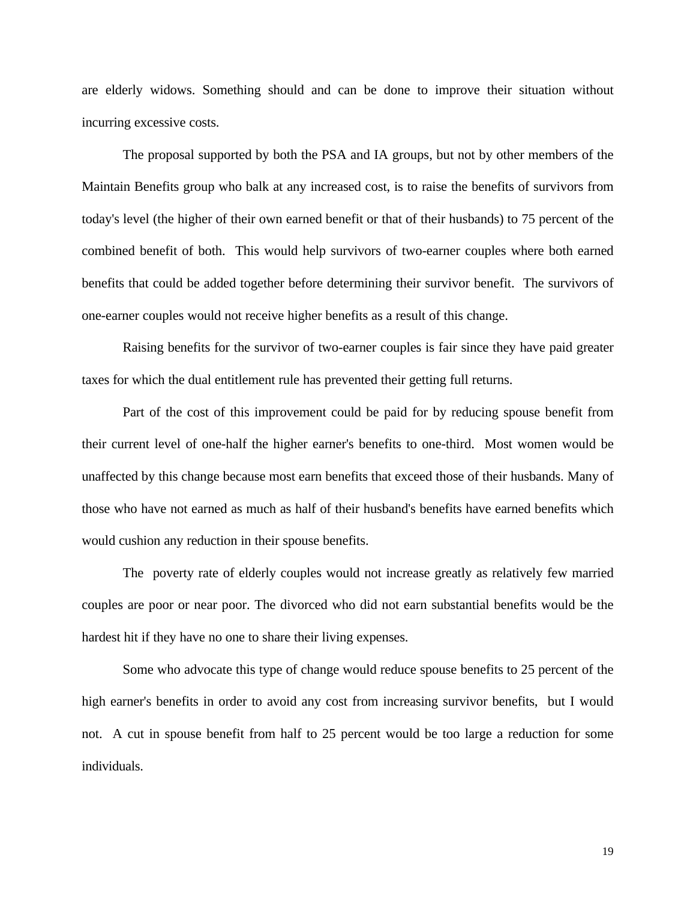are elderly widows. Something should and can be done to improve their situation without incurring excessive costs.

The proposal supported by both the PSA and IA groups, but not by other members of the Maintain Benefits group who balk at any increased cost, is to raise the benefits of survivors from today's level (the higher of their own earned benefit or that of their husbands) to 75 percent of the combined benefit of both. This would help survivors of two-earner couples where both earned benefits that could be added together before determining their survivor benefit. The survivors of one-earner couples would not receive higher benefits as a result of this change.

Raising benefits for the survivor of two-earner couples is fair since they have paid greater taxes for which the dual entitlement rule has prevented their getting full returns.

Part of the cost of this improvement could be paid for by reducing spouse benefit from their current level of one-half the higher earner's benefits to one-third. Most women would be unaffected by this change because most earn benefits that exceed those of their husbands. Many of those who have not earned as much as half of their husband's benefits have earned benefits which would cushion any reduction in their spouse benefits.

The poverty rate of elderly couples would not increase greatly as relatively few married couples are poor or near poor. The divorced who did not earn substantial benefits would be the hardest hit if they have no one to share their living expenses.

Some who advocate this type of change would reduce spouse benefits to 25 percent of the high earner's benefits in order to avoid any cost from increasing survivor benefits, but I would not. A cut in spouse benefit from half to 25 percent would be too large a reduction for some individuals.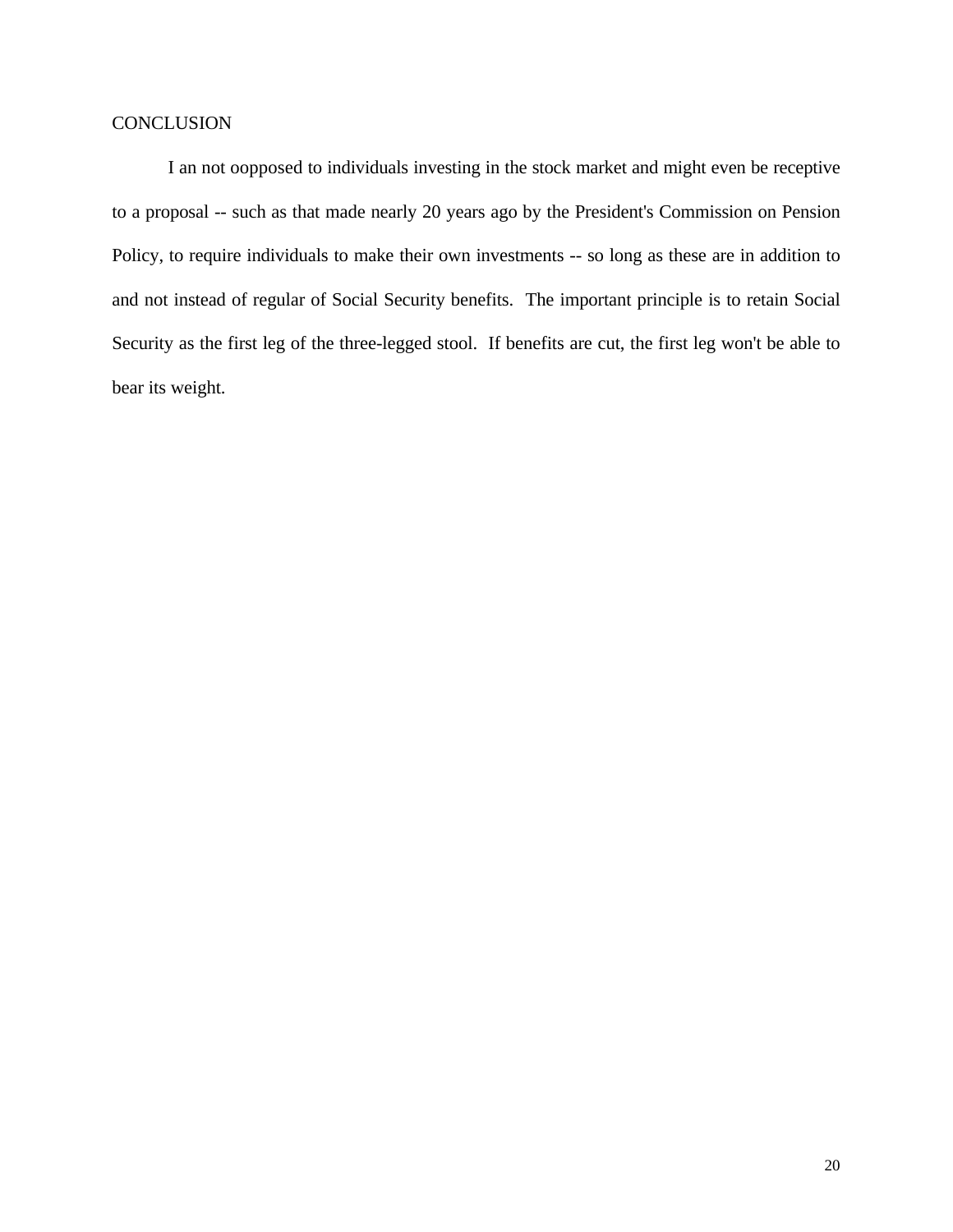## CONCLUSION

I an not oopposed to individuals investing in the stock market and might even be receptive to a proposal -- such as that made nearly 20 years ago by the President's Commission on Pension Policy, to require individuals to make their own investments -- so long as these are in addition to and not instead of regular of Social Security benefits. The important principle is to retain Social Security as the first leg of the three-legged stool. If benefits are cut, the first leg won't be able to bear its weight.